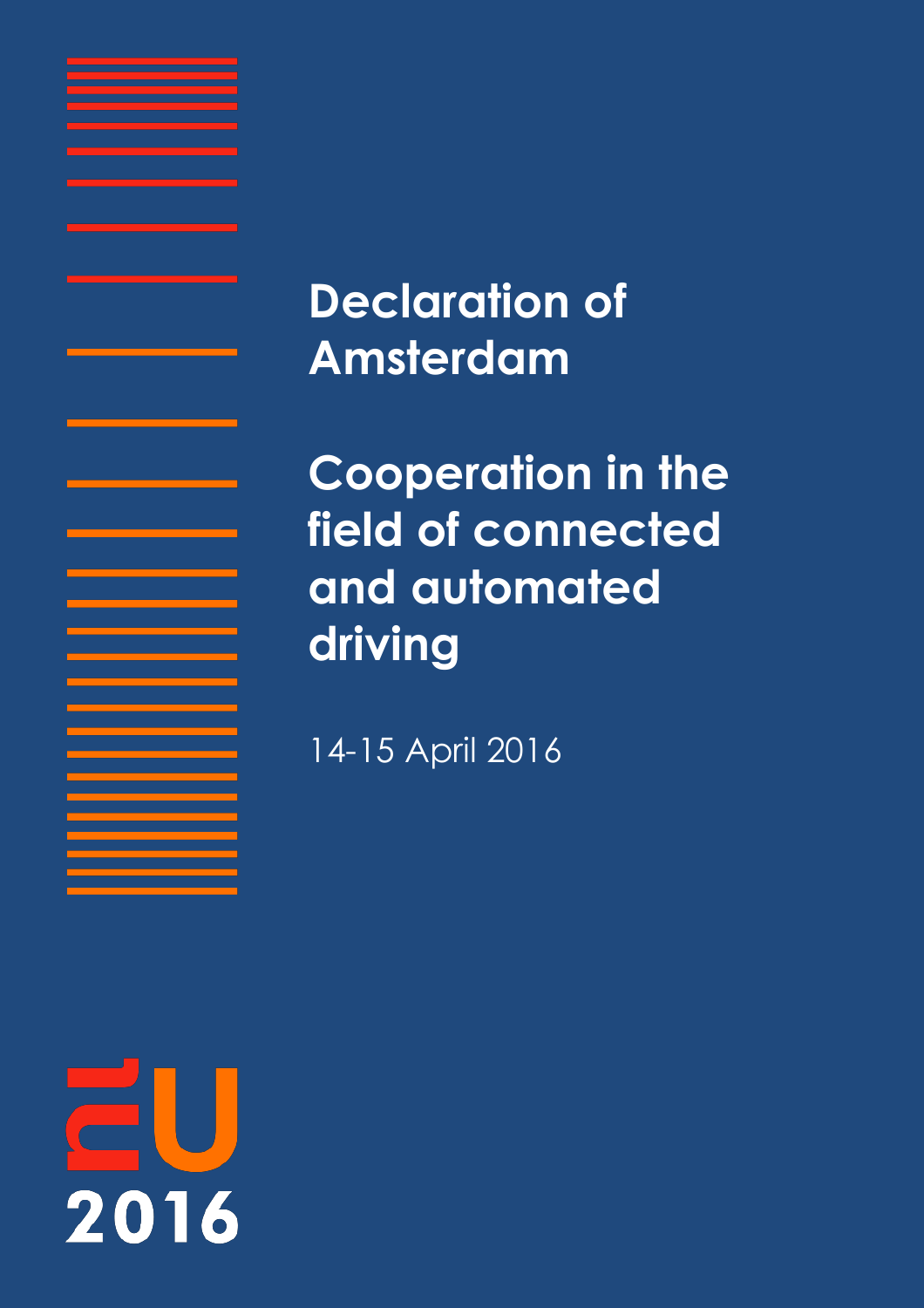# Declaration of Amsterdam

# Cooperation in the field of connected and automated driving

14-15 April 2016

2016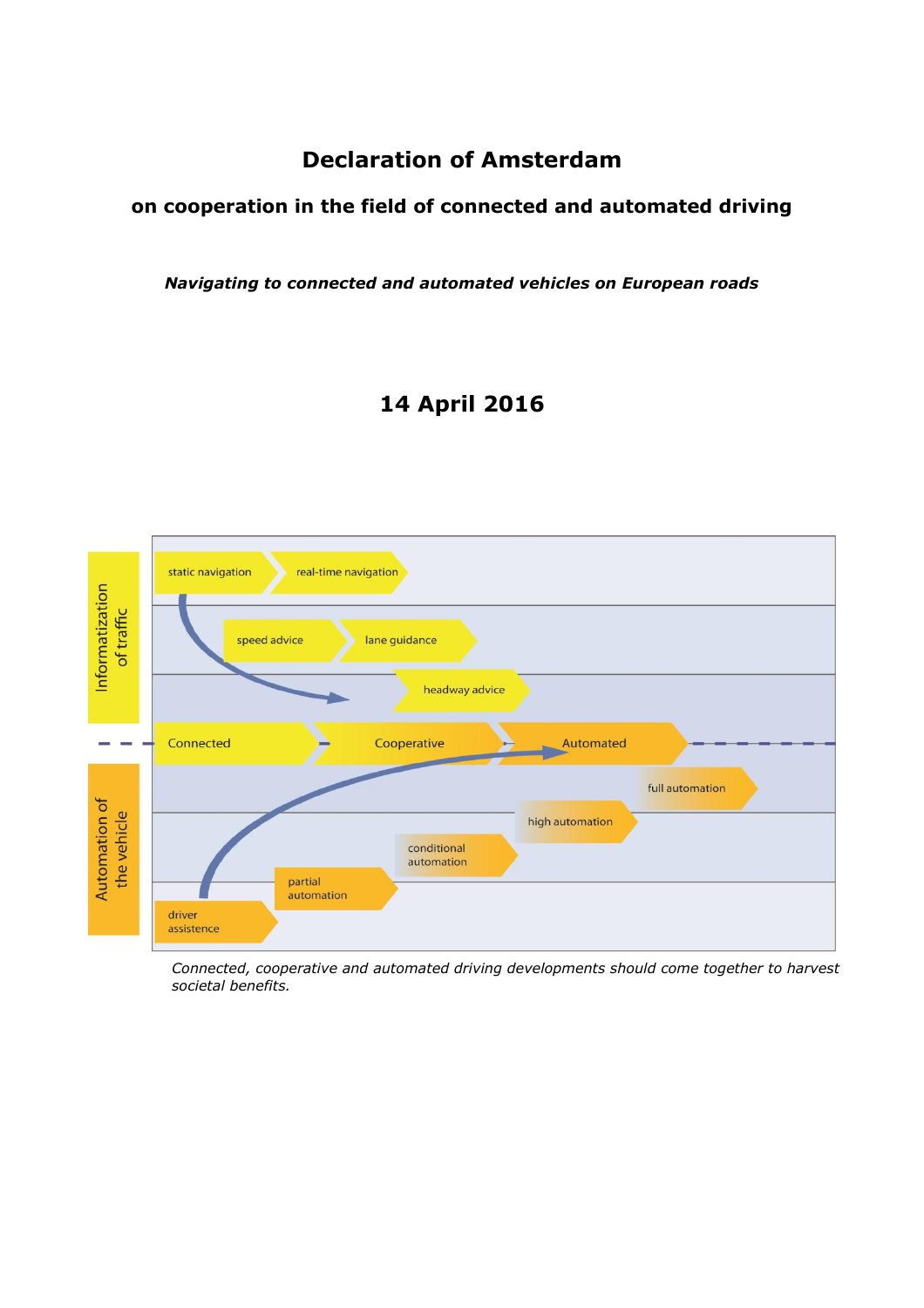# Declaration of Amsterdam

## on cooperation in the field of connected and automated driving

***Navigating to connected and automated vehicles on European roads***

## 14 April 2016

*Connected, cooperative and automated driving developments should come together to harvest societal benefits.*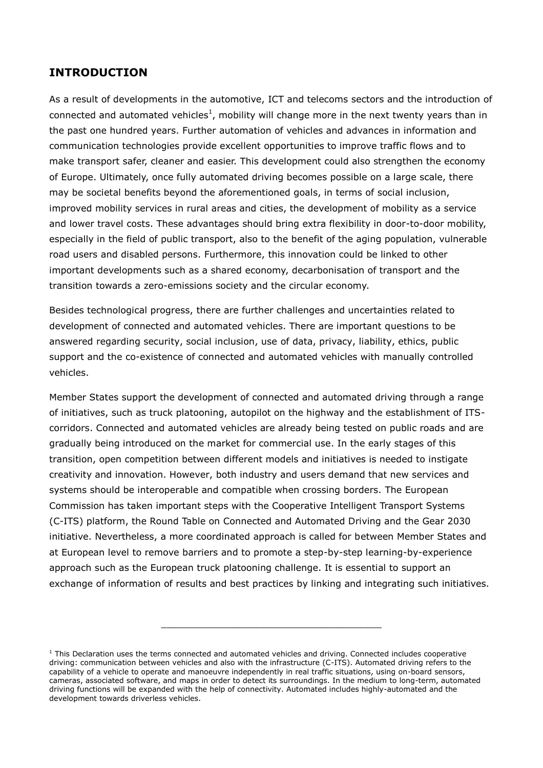## INTRODUCTION

As a result of developments in the automotive, ICT and telecoms sectors and the introduction of connected and automated vehicles[1], mobility will change more in the next twenty years than in the past one hundred years. Further automation of vehicles and advances in information and communication technologies provide excellent opportunities to improve traffic flows and to make transport safer, cleaner and easier. This development could also strengthen the economy of Europe. Ultimately, once fully automated driving becomes possible on a large scale, there may be societal benefits beyond the aforementioned goals, in terms of social inclusion, improved mobility services in rural areas and cities, the development of mobility as a service and lower travel costs. These advantages should bring extra flexibility in door-to-door mobility, especially in the field of public transport, also to the benefit of the aging population, vulnerable road users and disabled persons. Furthermore, this innovation could be linked to other important developments such as a shared economy, decarbonisation of transport and the transition towards a zero-emissions society and the circular economy.

Besides technological progress, there are further challenges and uncertainties related to development of connected and automated vehicles. There are important questions to be answered regarding security, social inclusion, use of data, privacy, liability, ethics, public support and the co-existence of connected and automated vehicles with manually controlled vehicles.

Member States support the development of connected and automated driving through a range of initiatives, such as truck platooning, autopilot on the highway and the establishment of ITS-corridors. Connected and automated vehicles are already being tested on public roads and are gradually being introduced on the market for commercial use. In the early stages of this transition, open competition between different models and initiatives is needed to instigate creativity and innovation. However, both industry and users demand that new services and systems should be interoperable and compatible when crossing borders. The European Commission has taken important steps with the Cooperative Intelligent Transport Systems (C-ITS) platform, the Round Table on Connected and Automated Driving and the Gear 2030 initiative. Nevertheless, a more coordinated approach is called for between Member States and at European level to remove barriers and to promote a step-by-step learning-by-experience approach such as the European truck platooning challenge. It is essential to support an exchange of information of results and best practices by linking and integrating such initiatives.

---

[1] This Declaration uses the terms connected and automated vehicles and driving. Connected includes cooperative driving: communication between vehicles and also with the infrastructure (C-ITS). Automated driving refers to the capability of a vehicle to operate and manoeuvre independently in real traffic situations, using on-board sensors, cameras, associated software, and maps in order to detect its surroundings. In the medium to long-term, automated driving functions will be expanded with the help of connectivity. Automated includes highly-automated and the development towards driverless vehicles.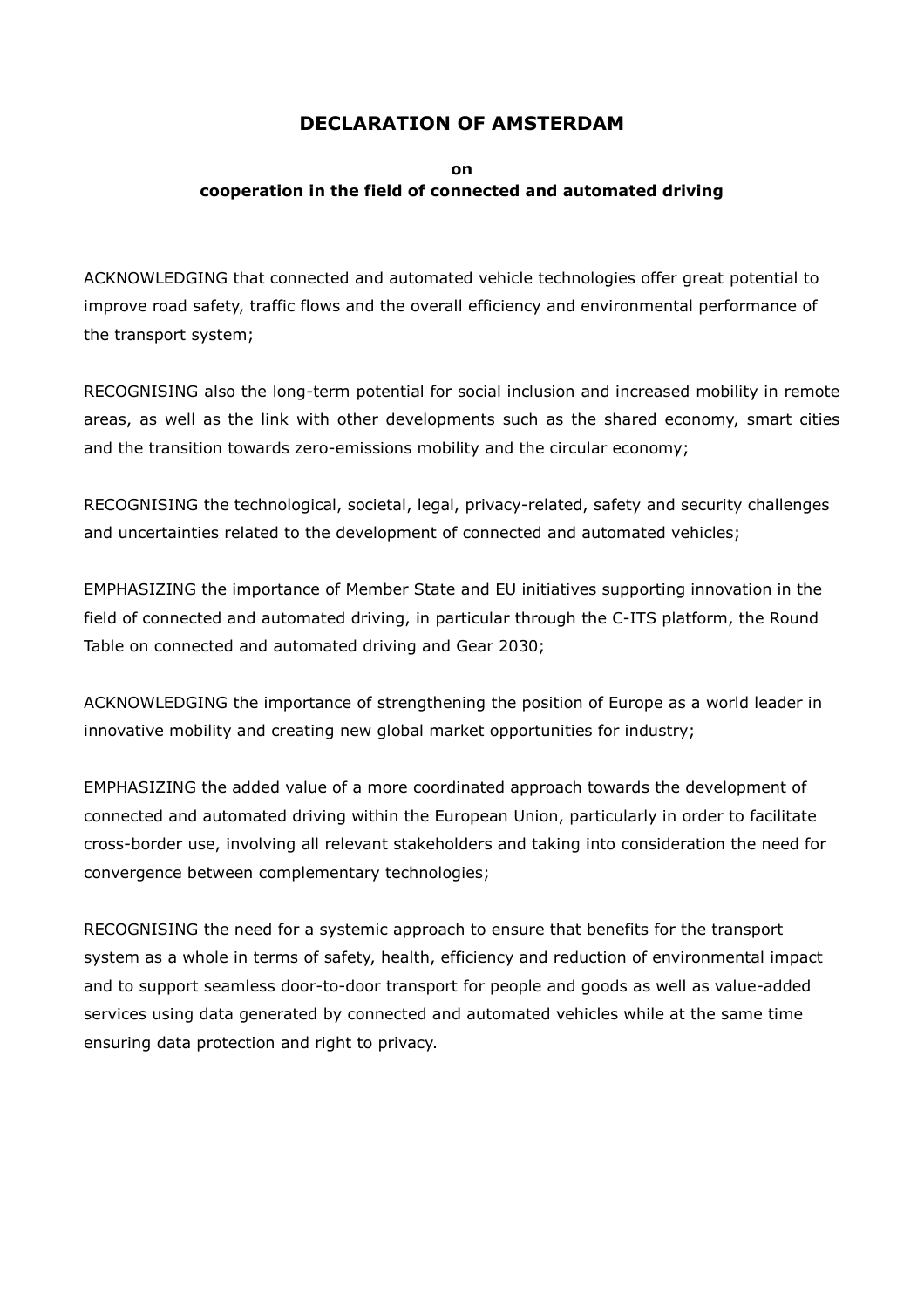# DECLARATION OF AMSTERDAM

**on**

**cooperation in the field of connected and automated driving**

ACKNOWLEDGING that connected and automated vehicle technologies offer great potential to improve road safety, traffic flows and the overall efficiency and environmental performance of the transport system;

RECOGNISING also the long-term potential for social inclusion and increased mobility in remote areas, as well as the link with other developments such as the shared economy, smart cities and the transition towards zero-emissions mobility and the circular economy;

RECOGNISING the technological, societal, legal, privacy-related, safety and security challenges and uncertainties related to the development of connected and automated vehicles;

EMPHASIZING the importance of Member State and EU initiatives supporting innovation in the field of connected and automated driving, in particular through the C-ITS platform, the Round Table on connected and automated driving and Gear 2030;

ACKNOWLEDGING the importance of strengthening the position of Europe as a world leader in innovative mobility and creating new global market opportunities for industry;

EMPHASIZING the added value of a more coordinated approach towards the development of connected and automated driving within the European Union, particularly in order to facilitate cross-border use, involving all relevant stakeholders and taking into consideration the need for convergence between complementary technologies;

RECOGNISING the need for a systemic approach to ensure that benefits for the transport system as a whole in terms of safety, health, efficiency and reduction of environmental impact and to support seamless door-to-door transport for people and goods as well as value-added services using data generated by connected and automated vehicles while at the same time ensuring data protection and right to privacy.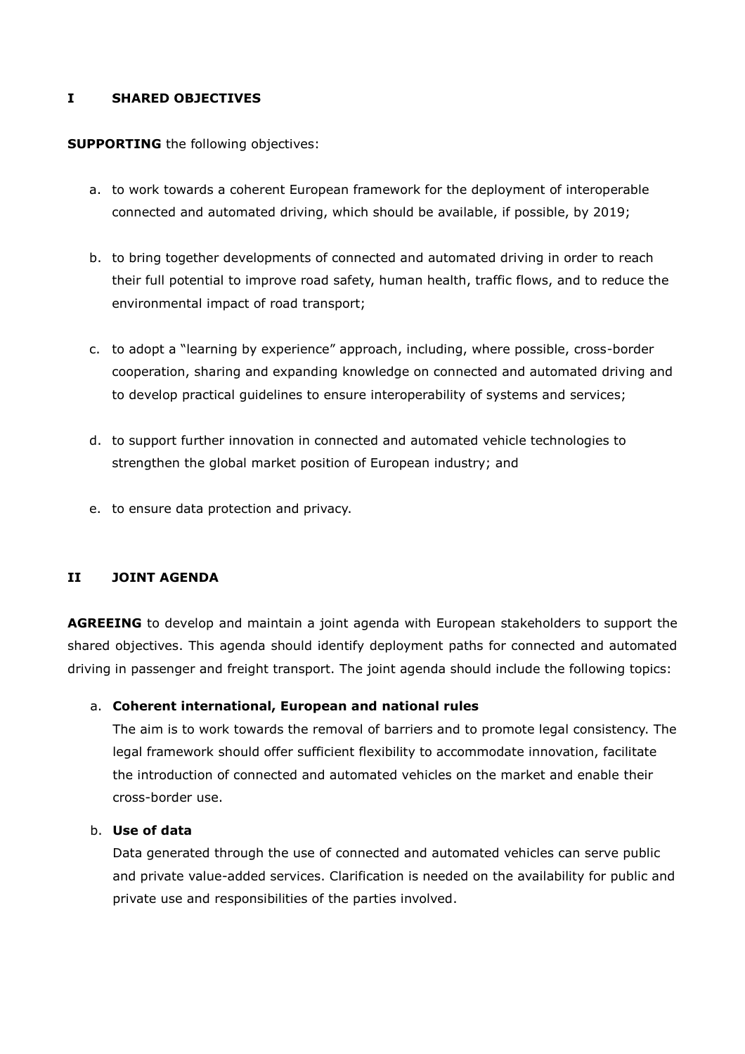## I SHARED OBJECTIVES

**SUPPORTING** the following objectives:

a. to work towards a coherent European framework for the deployment of interoperable connected and automated driving, which should be available, if possible, by 2019;

b. to bring together developments of connected and automated driving in order to reach their full potential to improve road safety, human health, traffic flows, and to reduce the environmental impact of road transport;

c. to adopt a "learning by experience" approach, including, where possible, cross-border cooperation, sharing and expanding knowledge on connected and automated driving and to develop practical guidelines to ensure interoperability of systems and services;

d. to support further innovation in connected and automated vehicle technologies to strengthen the global market position of European industry; and

e. to ensure data protection and privacy.

## II JOINT AGENDA

**AGREEING** to develop and maintain a joint agenda with European stakeholders to support the shared objectives. This agenda should identify deployment paths for connected and automated driving in passenger and freight transport. The joint agenda should include the following topics:

a. **Coherent international, European and national rules**
The aim is to work towards the removal of barriers and to promote legal consistency. The legal framework should offer sufficient flexibility to accommodate innovation, facilitate the introduction of connected and automated vehicles on the market and enable their cross-border use.

b. **Use of data**
Data generated through the use of connected and automated vehicles can serve public and private value-added services. Clarification is needed on the availability for public and private use and responsibilities of the parties involved.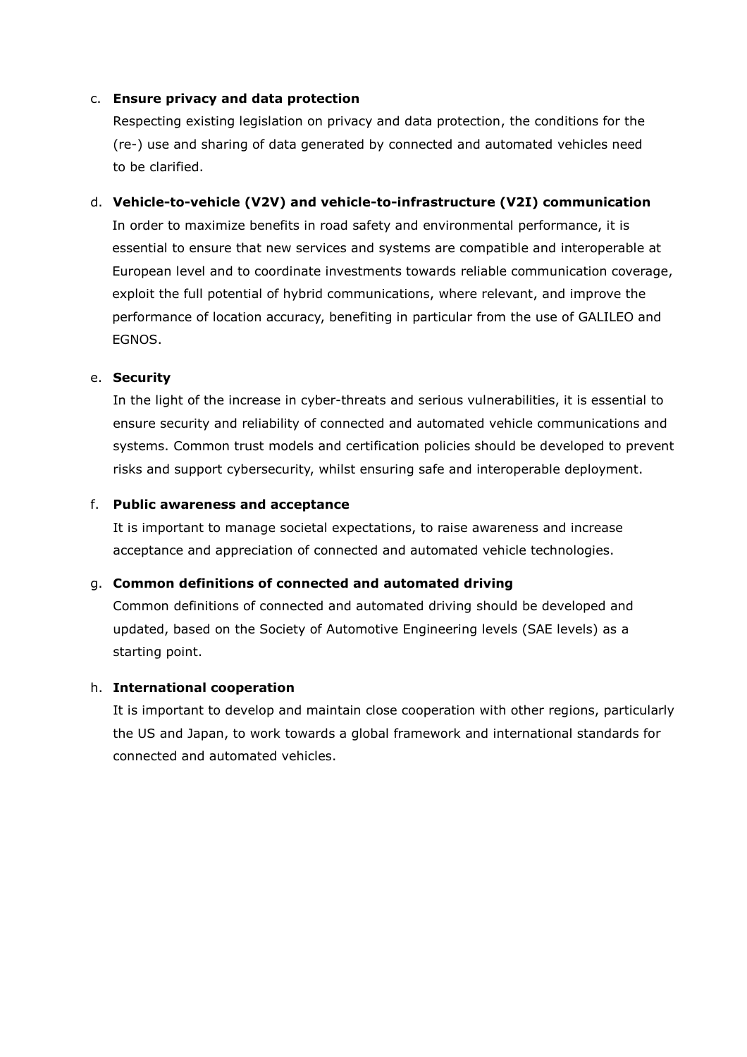c. **Ensure privacy and data protection**

   Respecting existing legislation on privacy and data protection, the conditions for the (re-) use and sharing of data generated by connected and automated vehicles need to be clarified.

d. **Vehicle-to-vehicle (V2V) and vehicle-to-infrastructure (V2I) communication**

   In order to maximize benefits in road safety and environmental performance, it is essential to ensure that new services and systems are compatible and interoperable at European level and to coordinate investments towards reliable communication coverage, exploit the full potential of hybrid communications, where relevant, and improve the performance of location accuracy, benefiting in particular from the use of GALILEO and EGNOS.

e. **Security**

   In the light of the increase in cyber-threats and serious vulnerabilities, it is essential to ensure security and reliability of connected and automated vehicle communications and systems. Common trust models and certification policies should be developed to prevent risks and support cybersecurity, whilst ensuring safe and interoperable deployment.

f. **Public awareness and acceptance**

   It is important to manage societal expectations, to raise awareness and increase acceptance and appreciation of connected and automated vehicle technologies.

g. **Common definitions of connected and automated driving**

   Common definitions of connected and automated driving should be developed and updated, based on the Society of Automotive Engineering levels (SAE levels) as a starting point.

h. **International cooperation**

   It is important to develop and maintain close cooperation with other regions, particularly the US and Japan, to work towards a global framework and international standards for connected and automated vehicles.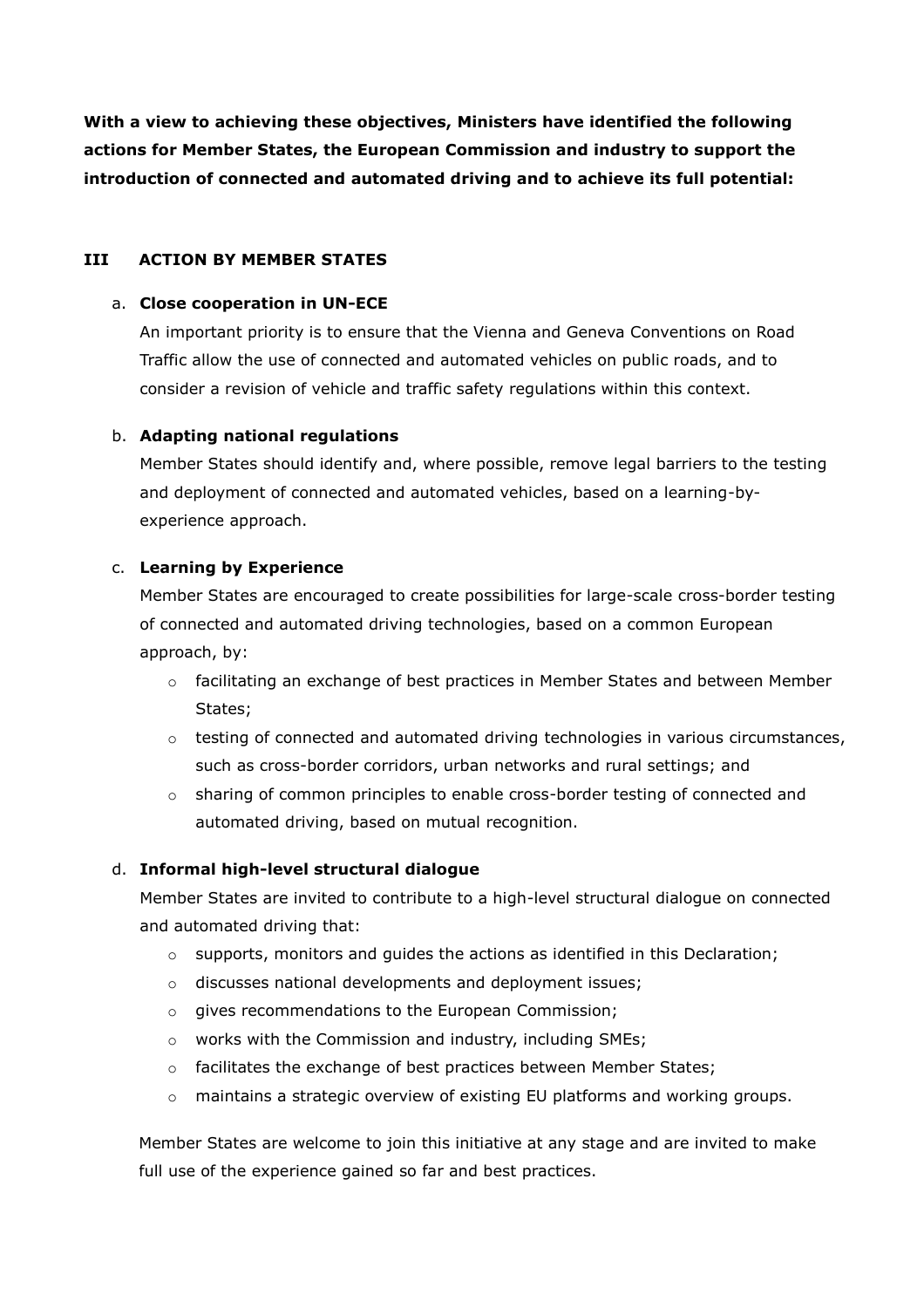**With a view to achieving these objectives, Ministers have identified the following actions for Member States, the European Commission and industry to support the introduction of connected and automated driving and to achieve its full potential:**

## III ACTION BY MEMBER STATES

a. **Close cooperation in UN-ECE**

An important priority is to ensure that the Vienna and Geneva Conventions on Road Traffic allow the use of connected and automated vehicles on public roads, and to consider a revision of vehicle and traffic safety regulations within this context.

b. **Adapting national regulations**

Member States should identify and, where possible, remove legal barriers to the testing and deployment of connected and automated vehicles, based on a learning-by-experience approach.

c. **Learning by Experience**

Member States are encouraged to create possibilities for large-scale cross-border testing of connected and automated driving technologies, based on a common European approach, by:

- facilitating an exchange of best practices in Member States and between Member States;
- testing of connected and automated driving technologies in various circumstances, such as cross-border corridors, urban networks and rural settings; and
- sharing of common principles to enable cross-border testing of connected and automated driving, based on mutual recognition.

d. **Informal high-level structural dialogue**

Member States are invited to contribute to a high-level structural dialogue on connected and automated driving that:

- supports, monitors and guides the actions as identified in this Declaration;
- discusses national developments and deployment issues;
- gives recommendations to the European Commission;
- works with the Commission and industry, including SMEs;
- facilitates the exchange of best practices between Member States;
- maintains a strategic overview of existing EU platforms and working groups.

Member States are welcome to join this initiative at any stage and are invited to make full use of the experience gained so far and best practices.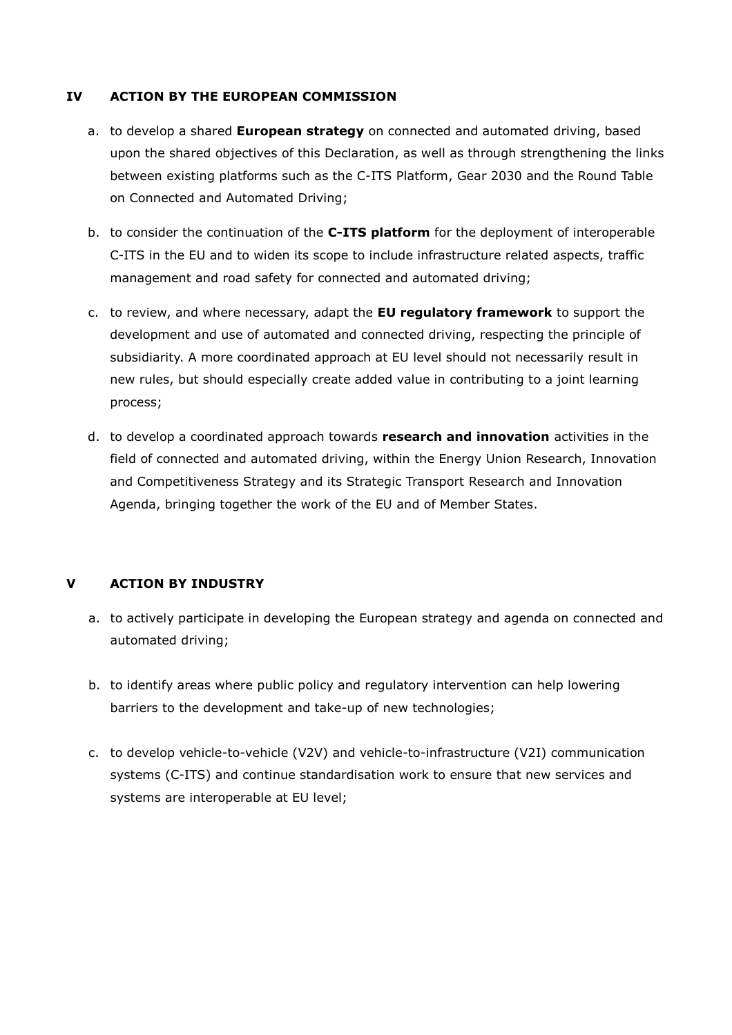## IV ACTION BY THE EUROPEAN COMMISSION

a. to develop a shared **European strategy** on connected and automated driving, based upon the shared objectives of this Declaration, as well as through strengthening the links between existing platforms such as the C-ITS Platform, Gear 2030 and the Round Table on Connected and Automated Driving;

b. to consider the continuation of the **C-ITS platform** for the deployment of interoperable C-ITS in the EU and to widen its scope to include infrastructure related aspects, traffic management and road safety for connected and automated driving;

c. to review, and where necessary, adapt the **EU regulatory framework** to support the development and use of automated and connected driving, respecting the principle of subsidiarity. A more coordinated approach at EU level should not necessarily result in new rules, but should especially create added value in contributing to a joint learning process;

d. to develop a coordinated approach towards **research and innovation** activities in the field of connected and automated driving, within the Energy Union Research, Innovation and Competitiveness Strategy and its Strategic Transport Research and Innovation Agenda, bringing together the work of the EU and of Member States.

## V ACTION BY INDUSTRY

a. to actively participate in developing the European strategy and agenda on connected and automated driving;

b. to identify areas where public policy and regulatory intervention can help lowering barriers to the development and take-up of new technologies;

c. to develop vehicle-to-vehicle (V2V) and vehicle-to-infrastructure (V2I) communication systems (C-ITS) and continue standardisation work to ensure that new services and systems are interoperable at EU level;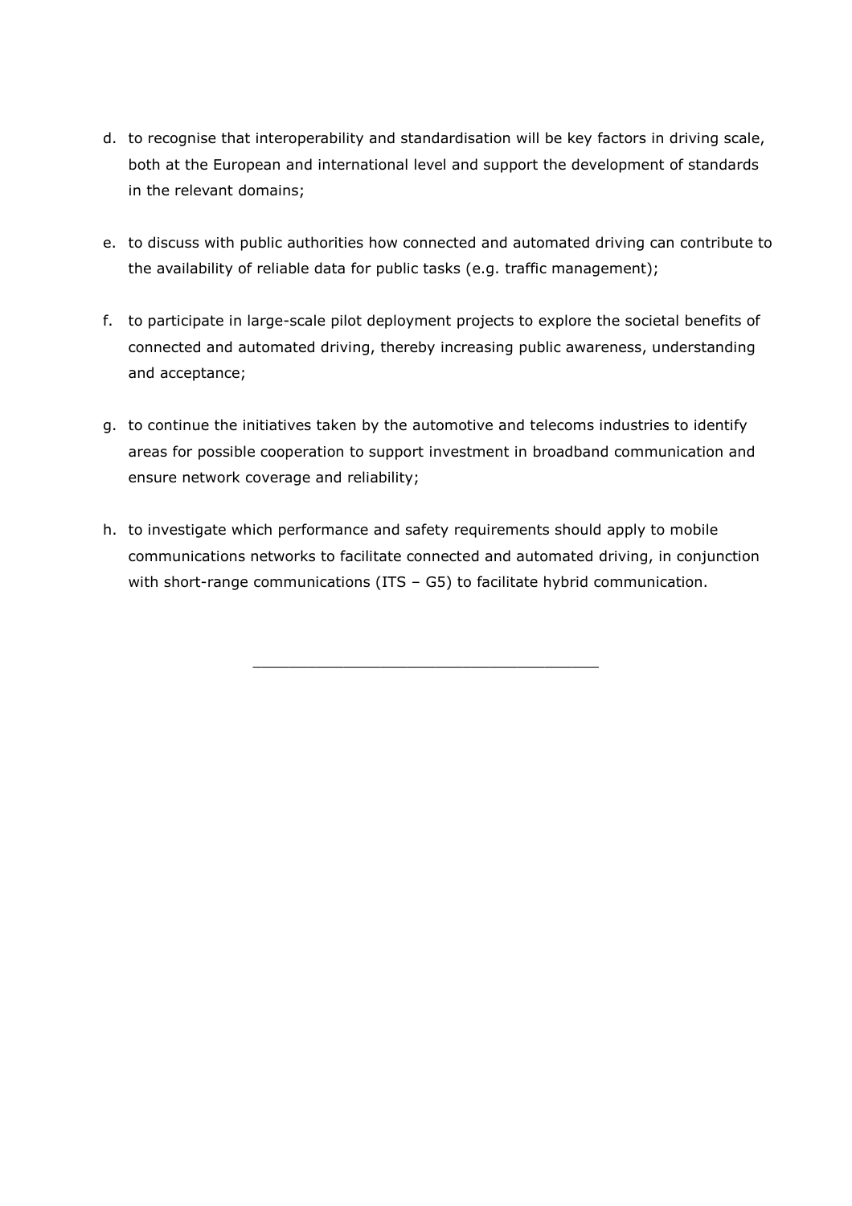d. to recognise that interoperability and standardisation will be key factors in driving scale, both at the European and international level and support the development of standards in the relevant domains;

e. to discuss with public authorities how connected and automated driving can contribute to the availability of reliable data for public tasks (e.g. traffic management);

f. to participate in large-scale pilot deployment projects to explore the societal benefits of connected and automated driving, thereby increasing public awareness, understanding and acceptance;

g. to continue the initiatives taken by the automotive and telecoms industries to identify areas for possible cooperation to support investment in broadband communication and ensure network coverage and reliability;

h. to investigate which performance and safety requirements should apply to mobile communications networks to facilitate connected and automated driving, in conjunction with short-range communications (ITS – G5) to facilitate hybrid communication.

---